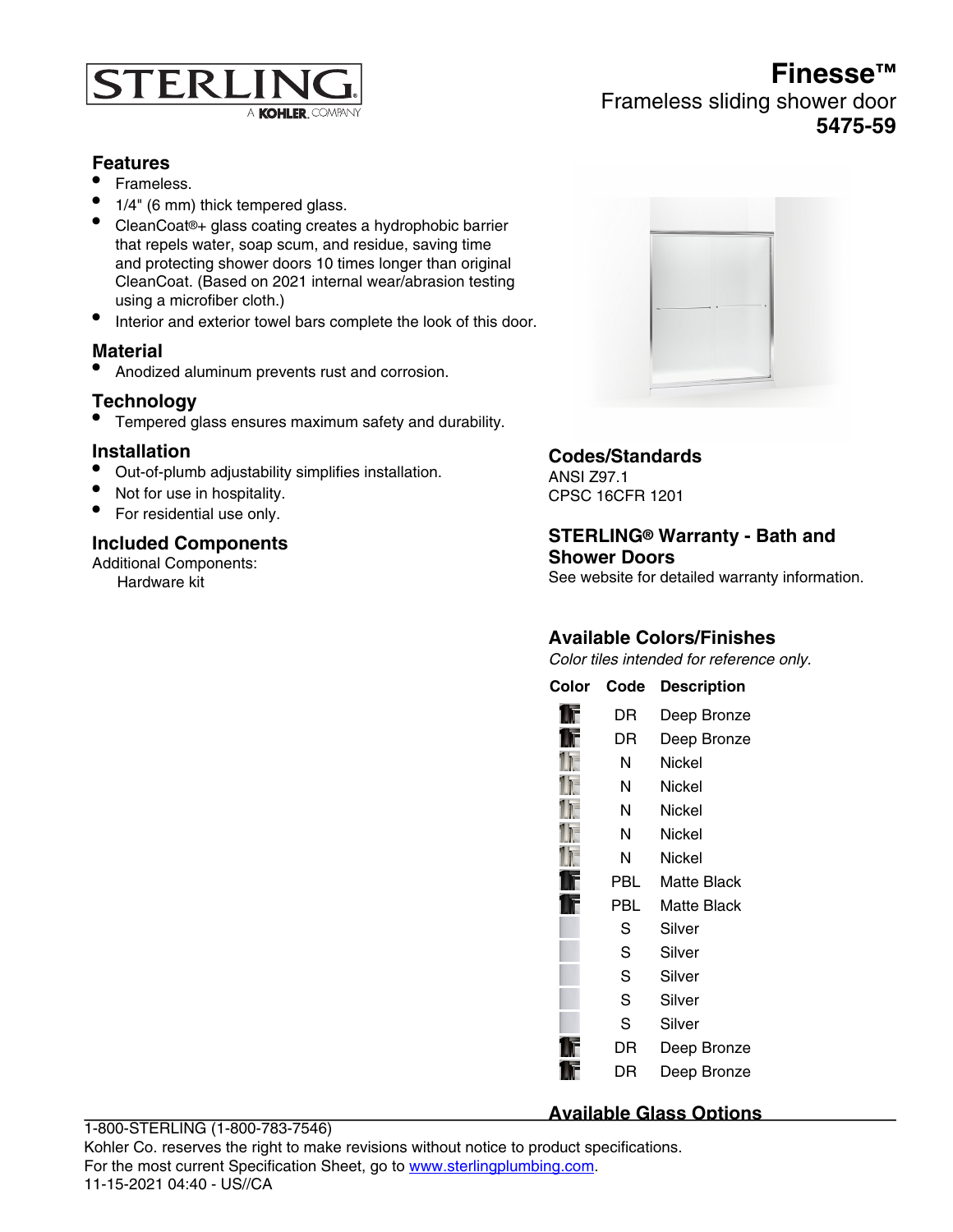# Finesse™

Frameless sliding shower door

**5475-59**

## Features

- Frameless.
- 1/4" (6 mm) thick tempered glass.
- CleanCoat®+ glass coating creates a hydrophobic barrier that repels water, soap scum, and residue, saving time and protecting shower doors 10 times longer than original CleanCoat. (Based on 2021 internal wear/abrasion testing using a microfiber cloth.)
- Interior and exterior towel bars complete the look of this door.

## Material

- Anodized aluminum prevents rust and corrosion.

## Technology

- Tempered glass ensures maximum safety and durability.

## Installation

- Out-of-plumb adjustability simplifies installation.
- Not for use in hospitality.
- For residential use only.

## Included Components

Additional Components:

Hardware kit

## Codes/Standards

ANSI Z97.1

CPSC 16CFR 1201

## STERLING® Warranty - Bath and Shower Doors

See website for detailed warranty information.

## Available Colors/Finishes

*Color tiles intended for reference only.*

| Color | Code | Description |
|---|---|---|
| | DR | Deep Bronze |
| | DR | Deep Bronze |
| | N | Nickel |
| | N | Nickel |
| | N | Nickel |
| | N | Nickel |
| | N | Nickel |
| | PBL | Matte Black |
| | PBL | Matte Black |
| | S | Silver |
| | S | Silver |
| | S | Silver |
| | S | Silver |
| | S | Silver |
| | DR | Deep Bronze |
| | DR | Deep Bronze |

## Available Glass Options

1-800-STERLING (1-800-783-7546)

Kohler Co. reserves the right to make revisions without notice to product specifications.

For the most current Specification Sheet, go to www.sterlingplumbing.com.

11-15-2021 04:40 - US//CA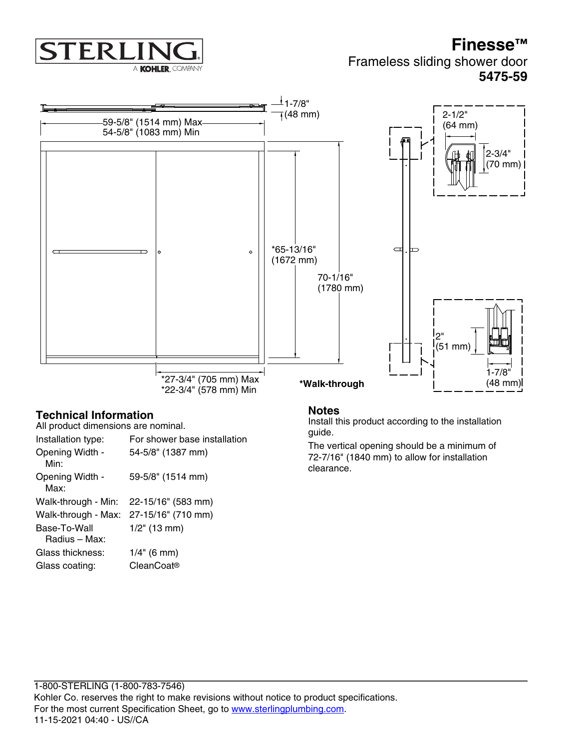# Finesse™

Frameless sliding shower door

**5475-59**

1-7/8" (48 mm)

59-5/8" (1514 mm) Max

54-5/8" (1083 mm) Min

*65-13/16" (1672 mm)

70-1/16" (1780 mm)

*27-3/4" (705 mm) Max

*22-3/4" (578 mm) Min

2-1/2" (64 mm)

2-3/4" (70 mm)

2" (51 mm)

1-7/8" (48 mm)

***Walk-through**

## Technical Information

All product dimensions are nominal.

| | |
|---|---|
| Installation type: | For shower base installation |
| Opening Width - Min: | 54-5/8" (1387 mm) |
| Opening Width - Max: | 59-5/8" (1514 mm) |
| Walk-through - Min: | 22-15/16" (583 mm) |
| Walk-through - Max: | 27-15/16" (710 mm) |
| Base-To-Wall Radius – Max: | 1/2" (13 mm) |
| Glass thickness: | 1/4" (6 mm) |
| Glass coating: | CleanCoat® |

## Notes

Install this product according to the installation guide.

The vertical opening should be a minimum of 72-7/16" (1840 mm) to allow for installation clearance.

1-800-STERLING (1-800-783-7546)

Kohler Co. reserves the right to make revisions without notice to product specifications.

For the most current Specification Sheet, go to www.sterlingplumbing.com.

11-15-2021 04:40 - US//CA